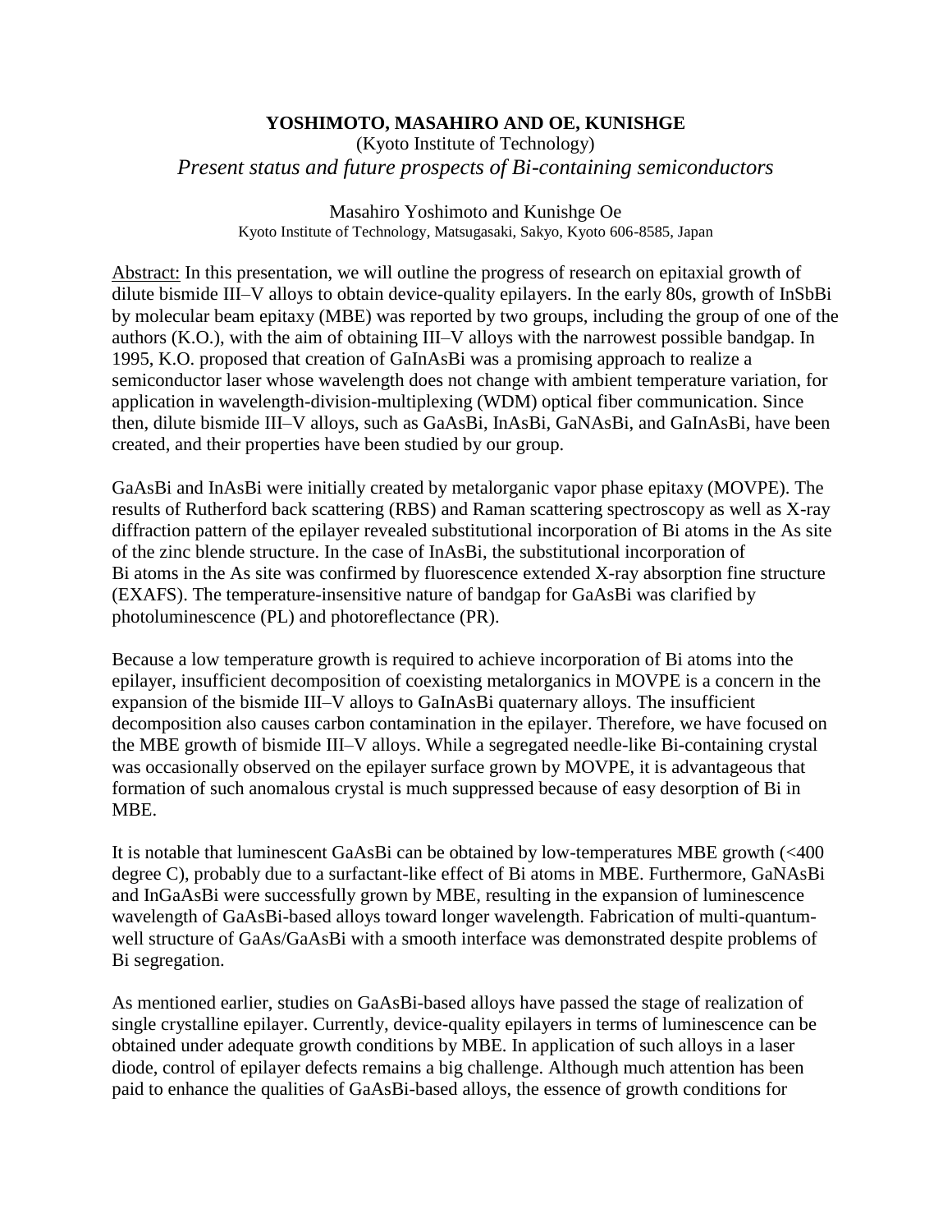**YOSHIMOTO, MASAHIRO AND OE, KUNISHGE**

(Kyoto Institute of Technology)

*Present status and future prospects of Bi-containing semiconductors*

Masahiro Yoshimoto and Kunishge Oe

Kyoto Institute of Technology, Matsugasaki, Sakyo, Kyoto 606-8585, Japan

Abstract: In this presentation, we will outline the progress of research on epitaxial growth of dilute bismide III–V alloys to obtain device-quality epilayers. In the early 80s, growth of InSbBi by molecular beam epitaxy (MBE) was reported by two groups, including the group of one of the authors (K.O.), with the aim of obtaining III–V alloys with the narrowest possible bandgap. In 1995, K.O. proposed that creation of GaInAsBi was a promising approach to realize a semiconductor laser whose wavelength does not change with ambient temperature variation, for application in wavelength-division-multiplexing (WDM) optical fiber communication. Since then, dilute bismide III–V alloys, such as GaAsBi, InAsBi, GaNAsBi, and GaInAsBi, have been created, and their properties have been studied by our group.

GaAsBi and InAsBi were initially created by metalorganic vapor phase epitaxy (MOVPE). The results of Rutherford back scattering (RBS) and Raman scattering spectroscopy as well as X-ray diffraction pattern of the epilayer revealed substitutional incorporation of Bi atoms in the As site of the zinc blende structure. In the case of InAsBi, the substitutional incorporation of Bi atoms in the As site was confirmed by fluorescence extended X-ray absorption fine structure (EXAFS). The temperature-insensitive nature of bandgap for GaAsBi was clarified by photoluminescence (PL) and photoreflectance (PR).

Because a low temperature growth is required to achieve incorporation of Bi atoms into the epilayer, insufficient decomposition of coexisting metalorganics in MOVPE is a concern in the expansion of the bismide III–V alloys to GaInAsBi quaternary alloys. The insufficient decomposition also causes carbon contamination in the epilayer. Therefore, we have focused on the MBE growth of bismide III–V alloys. While a segregated needle-like Bi-containing crystal was occasionally observed on the epilayer surface grown by MOVPE, it is advantageous that formation of such anomalous crystal is much suppressed because of easy desorption of Bi in MBE.

It is notable that luminescent GaAsBi can be obtained by low-temperatures MBE growth (<400 degree C), probably due to a surfactant-like effect of Bi atoms in MBE. Furthermore, GaNAsBi and InGaAsBi were successfully grown by MBE, resulting in the expansion of luminescence wavelength of GaAsBi-based alloys toward longer wavelength. Fabrication of multi-quantum-well structure of GaAs/GaAsBi with a smooth interface was demonstrated despite problems of Bi segregation.

As mentioned earlier, studies on GaAsBi-based alloys have passed the stage of realization of single crystalline epilayer. Currently, device-quality epilayers in terms of luminescence can be obtained under adequate growth conditions by MBE. In application of such alloys in a laser diode, control of epilayer defects remains a big challenge. Although much attention has been paid to enhance the qualities of GaAsBi-based alloys, the essence of growth conditions for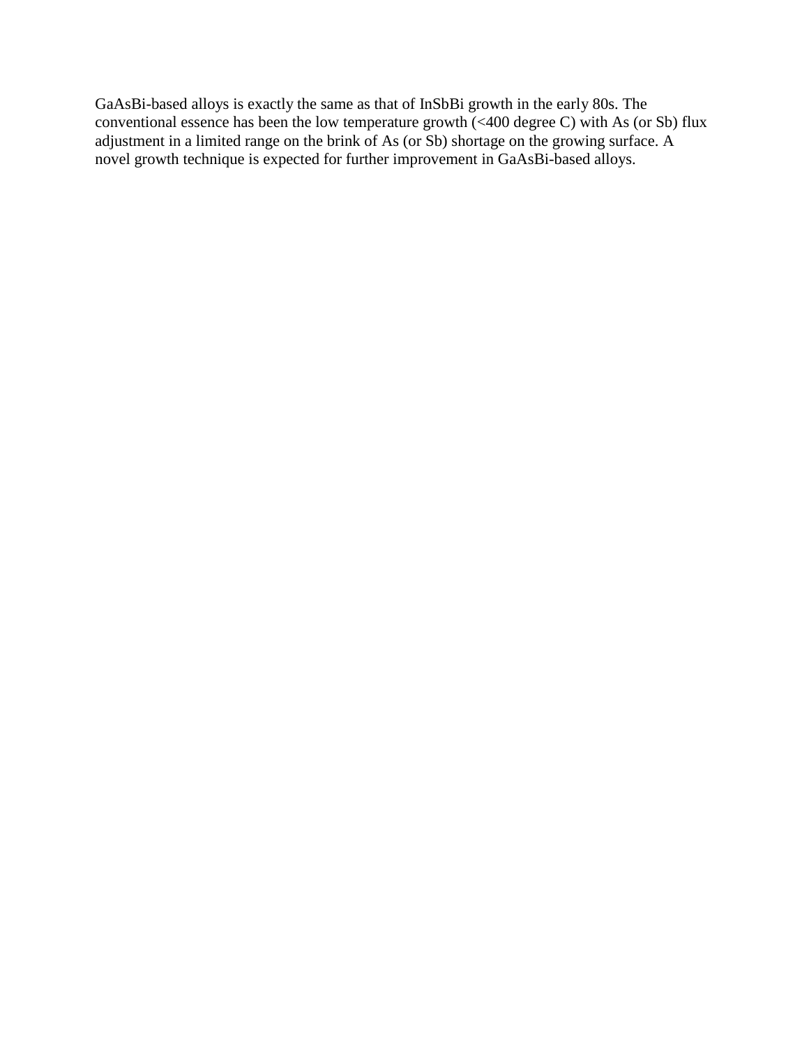GaAsBi-based alloys is exactly the same as that of InSbBi growth in the early 80s. The conventional essence has been the low temperature growth (<400 degree C) with As (or Sb) flux adjustment in a limited range on the brink of As (or Sb) shortage on the growing surface. A novel growth technique is expected for further improvement in GaAsBi-based alloys.